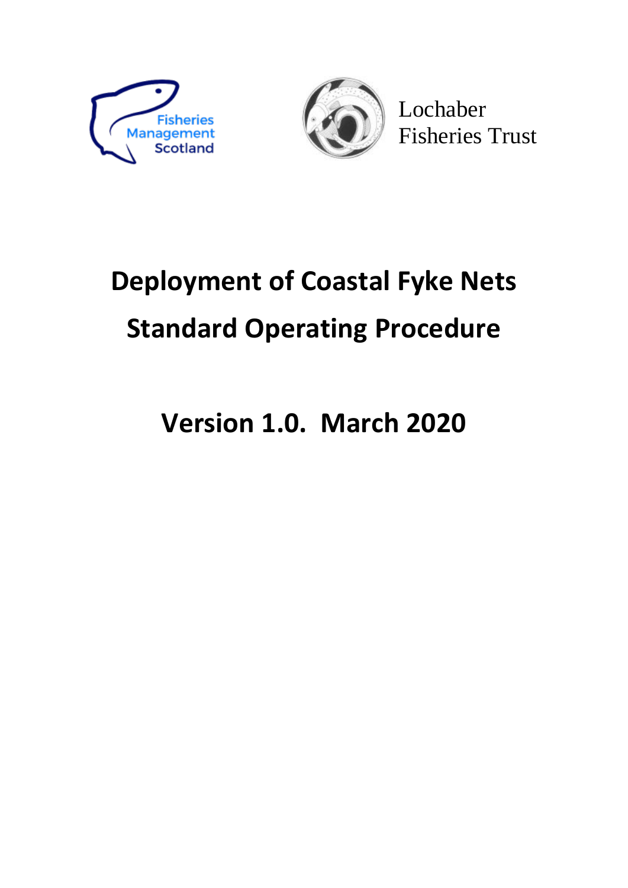Fisheries Management Scotland

Lochaber Fisheries Trust

# Deployment of Coastal Fyke Nets

# Standard Operating Procedure

## Version 1.0. March 2020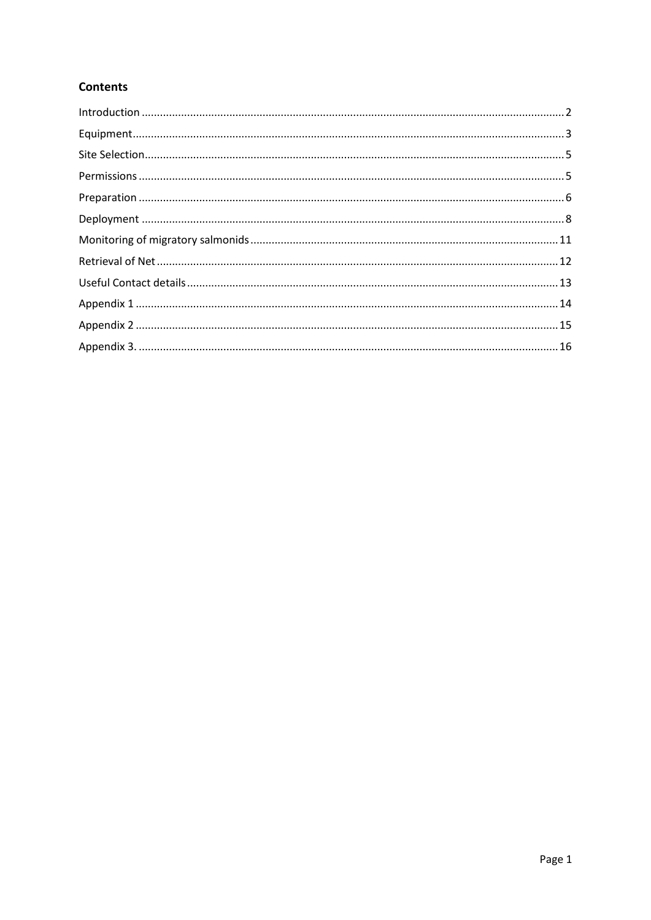## Contents

Introduction .......... 2
Equipment .......... 3
Site Selection .......... 5
Permissions .......... 5
Preparation .......... 6
Deployment .......... 8
Monitoring of migratory salmonids .......... 11
Retrieval of Net .......... 12
Useful Contact details .......... 13
Appendix 1 .......... 14
Appendix 2 .......... 15
Appendix 3. .......... 16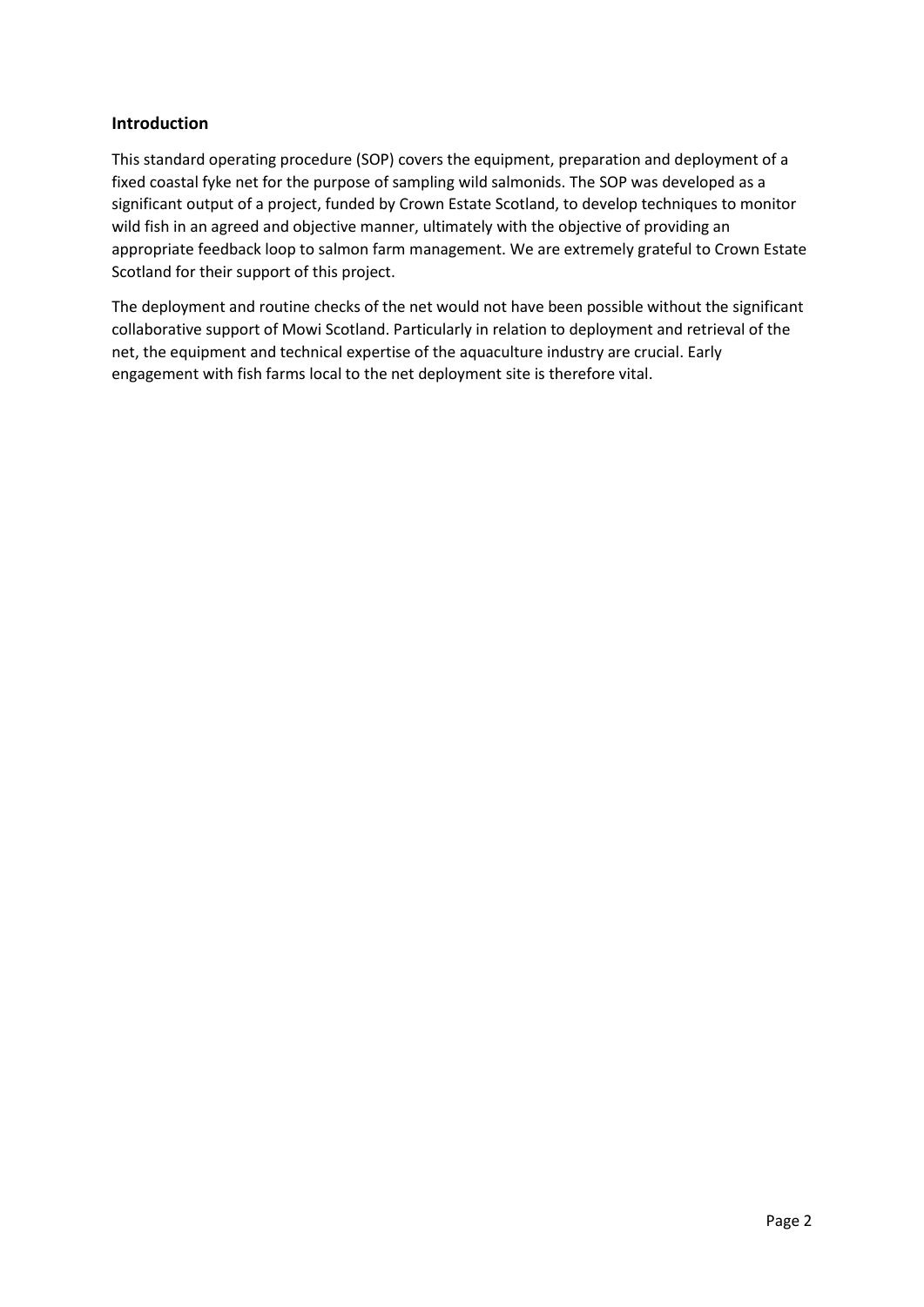## Introduction

This standard operating procedure (SOP) covers the equipment, preparation and deployment of a fixed coastal fyke net for the purpose of sampling wild salmonids. The SOP was developed as a significant output of a project, funded by Crown Estate Scotland, to develop techniques to monitor wild fish in an agreed and objective manner, ultimately with the objective of providing an appropriate feedback loop to salmon farm management. We are extremely grateful to Crown Estate Scotland for their support of this project.

The deployment and routine checks of the net would not have been possible without the significant collaborative support of Mowi Scotland. Particularly in relation to deployment and retrieval of the net, the equipment and technical expertise of the aquaculture industry are crucial. Early engagement with fish farms local to the net deployment site is therefore vital.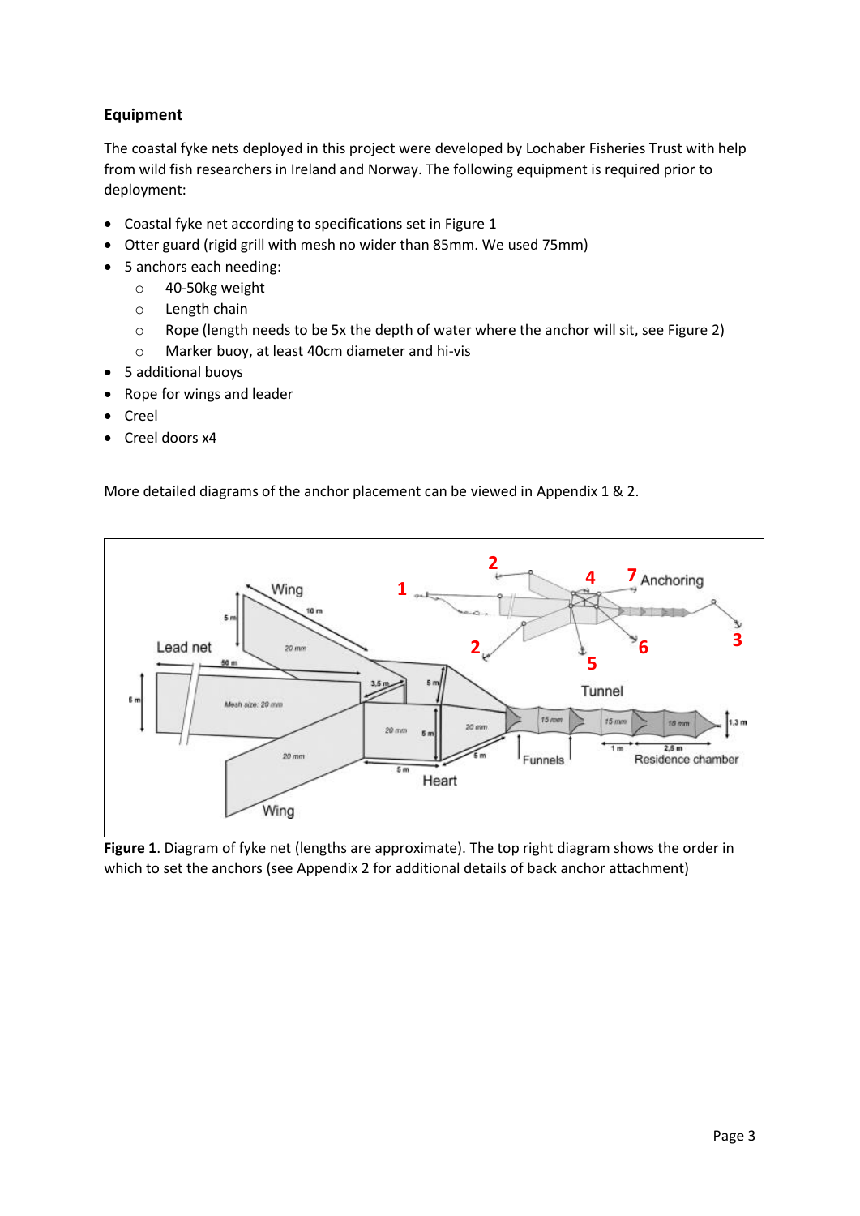**Equipment**

The coastal fyke nets deployed in this project were developed by Lochaber Fisheries Trust with help from wild fish researchers in Ireland and Norway. The following equipment is required prior to deployment:

- Coastal fyke net according to specifications set in Figure 1
- Otter guard (rigid grill with mesh no wider than 85mm. We used 75mm)
- 5 anchors each needing:
  - 40-50kg weight
  - Length chain
  - Rope (length needs to be 5x the depth of water where the anchor will sit, see Figure 2)
  - Marker buoy, at least 40cm diameter and hi-vis
- 5 additional buoys
- Rope for wings and leader
- Creel
- Creel doors x4

More detailed diagrams of the anchor placement can be viewed in Appendix 1 & 2.

**Figure 1**. Diagram of fyke net (lengths are approximate). The top right diagram shows the order in which to set the anchors (see Appendix 2 for additional details of back anchor attachment)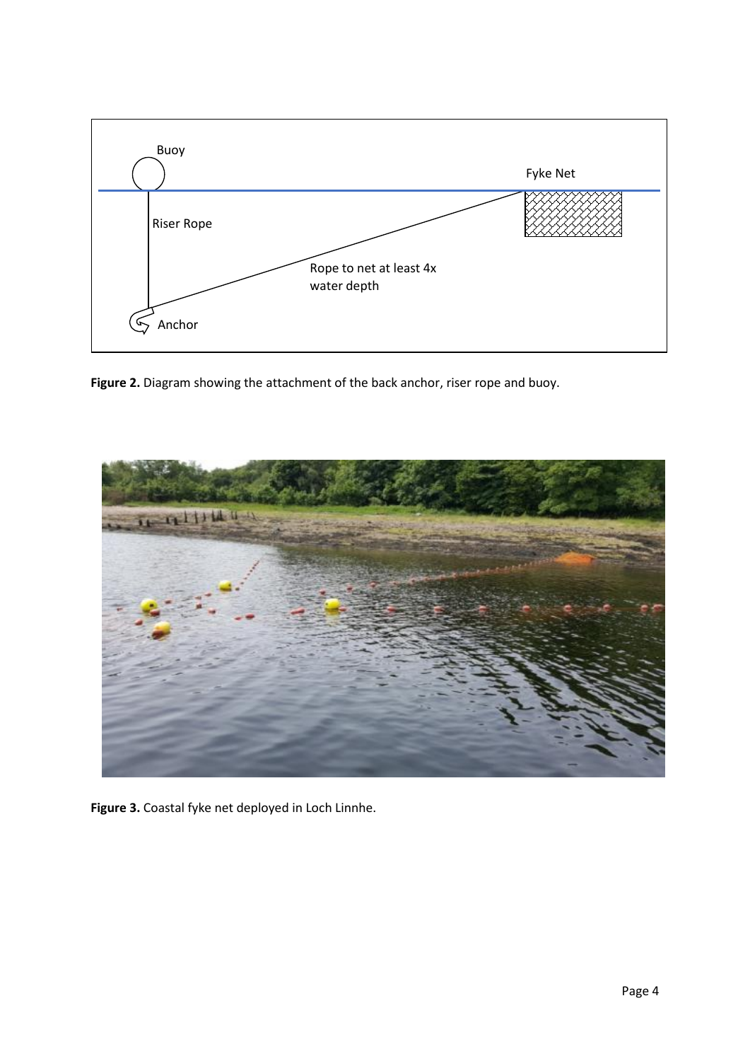Buoy

Fyke Net

Riser Rope

Rope to net at least 4x water depth

Anchor

**Figure 2.** Diagram showing the attachment of the back anchor, riser rope and buoy.

**Figure 3.** Coastal fyke net deployed in Loch Linnhe.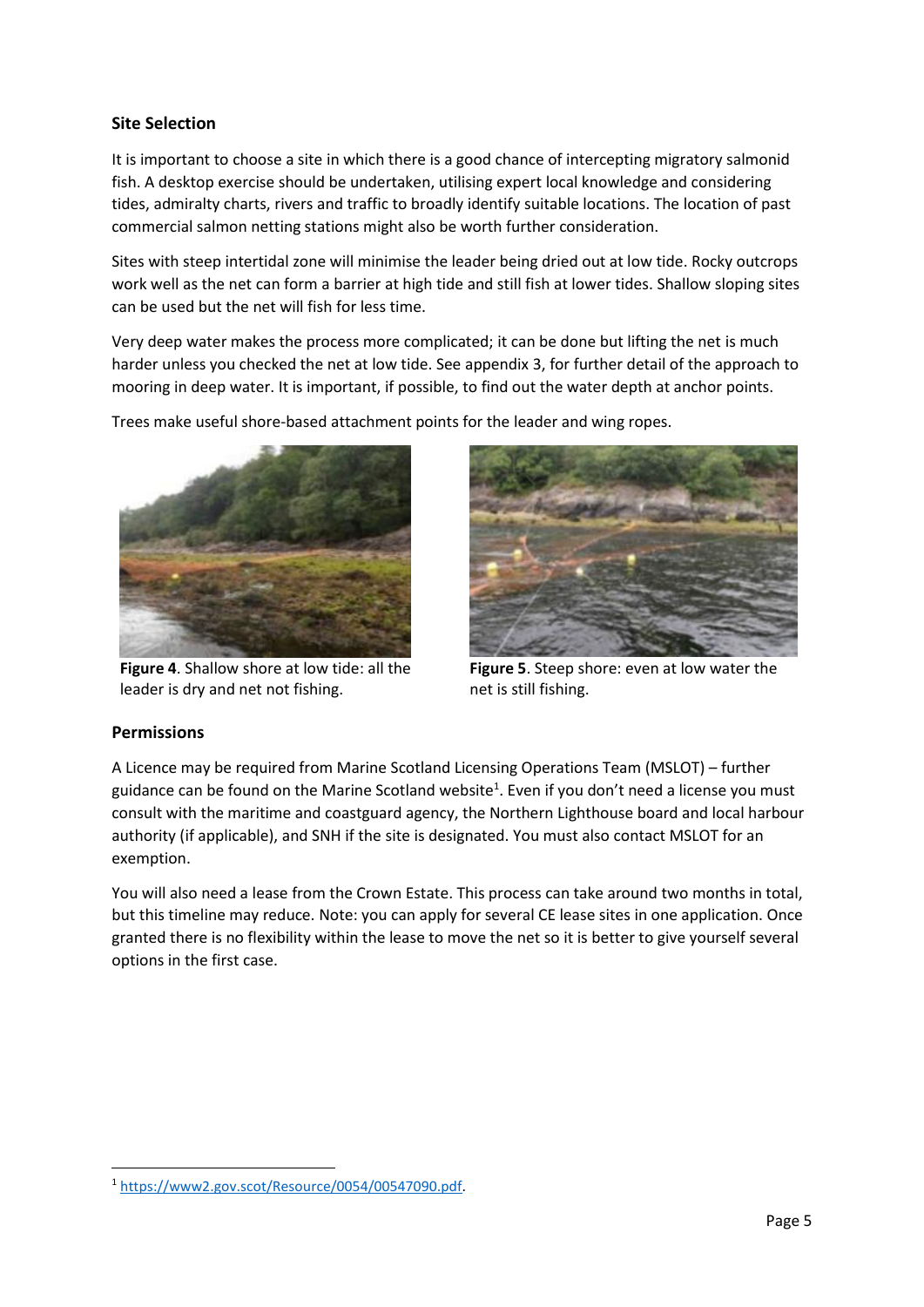## Site Selection

It is important to choose a site in which there is a good chance of intercepting migratory salmonid fish. A desktop exercise should be undertaken, utilising expert local knowledge and considering tides, admiralty charts, rivers and traffic to broadly identify suitable locations. The location of past commercial salmon netting stations might also be worth further consideration.

Sites with steep intertidal zone will minimise the leader being dried out at low tide. Rocky outcrops work well as the net can form a barrier at high tide and still fish at lower tides. Shallow sloping sites can be used but the net will fish for less time.

Very deep water makes the process more complicated; it can be done but lifting the net is much harder unless you checked the net at low tide. See appendix 3, for further detail of the approach to mooring in deep water. It is important, if possible, to find out the water depth at anchor points.

Trees make useful shore-based attachment points for the leader and wing ropes.

**Figure 4**. Shallow shore at low tide: all the leader is dry and net not fishing.

**Figure 5**. Steep shore: even at low water the net is still fishing.

## Permissions

A Licence may be required from Marine Scotland Licensing Operations Team (MSLOT) – further guidance can be found on the Marine Scotland website[1]. Even if you don't need a license you must consult with the maritime and coastguard agency, the Northern Lighthouse board and local harbour authority (if applicable), and SNH if the site is designated. You must also contact MSLOT for an exemption.

You will also need a lease from the Crown Estate. This process can take around two months in total, but this timeline may reduce. Note: you can apply for several CE lease sites in one application. Once granted there is no flexibility within the lease to move the net so it is better to give yourself several options in the first case.

[1] https://www2.gov.scot/Resource/0054/00547090.pdf.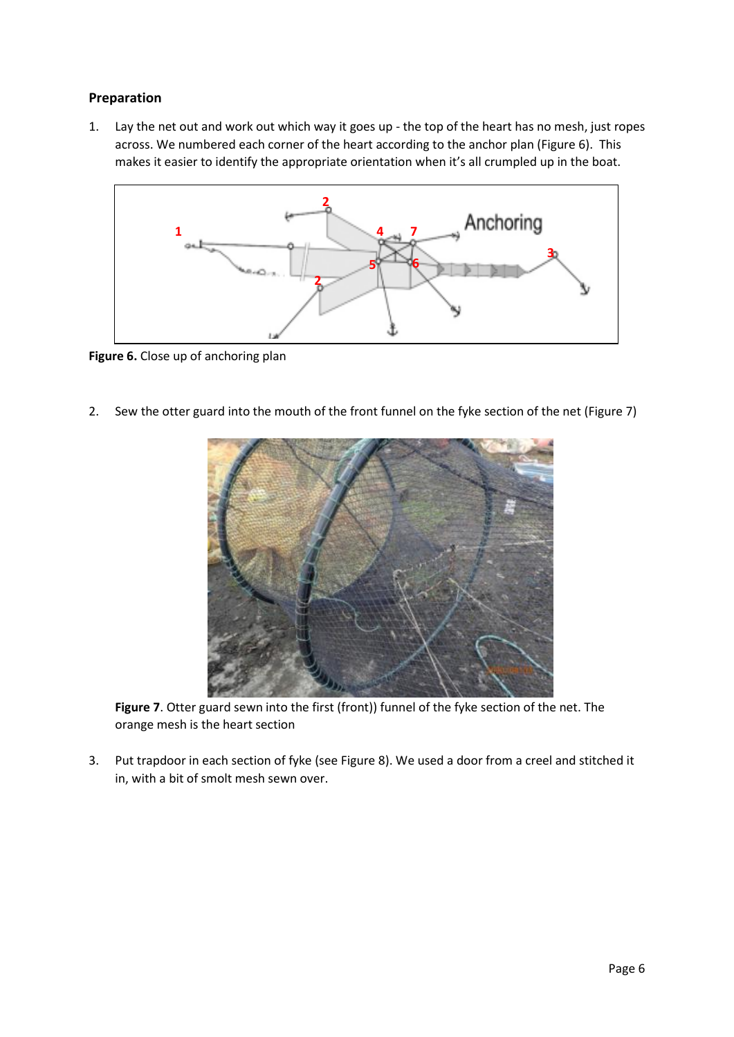**Preparation**

1. Lay the net out and work out which way it goes up - the top of the heart has no mesh, just ropes across. We numbered each corner of the heart according to the anchor plan (Figure 6). This makes it easier to identify the appropriate orientation when it's all crumpled up in the boat.

**Figure 6.** Close up of anchoring plan

2. Sew the otter guard into the mouth of the front funnel on the fyke section of the net (Figure 7)

**Figure 7**. Otter guard sewn into the first (front)) funnel of the fyke section of the net. The orange mesh is the heart section

3. Put trapdoor in each section of fyke (see Figure 8). We used a door from a creel and stitched it in, with a bit of smolt mesh sewn over.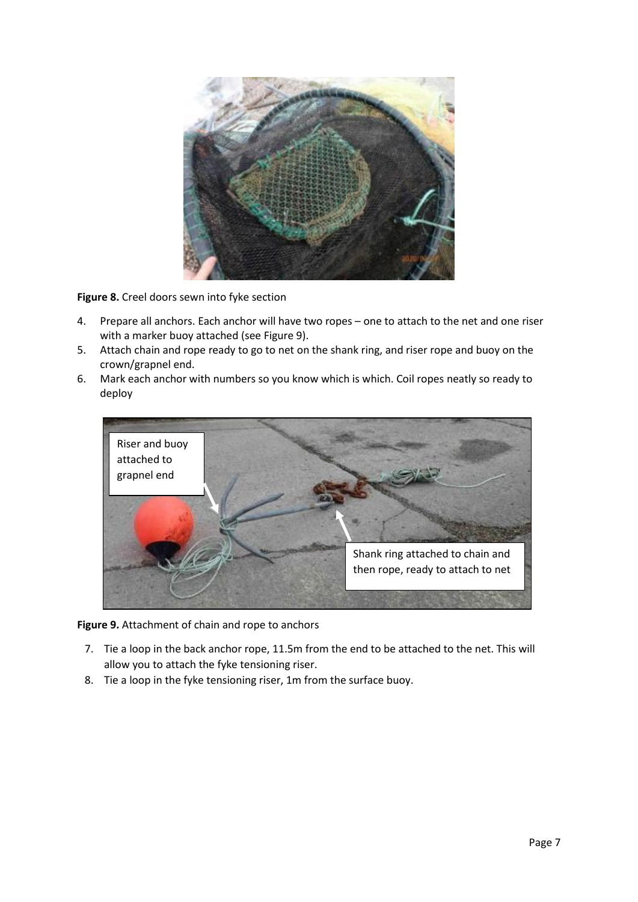**Figure 8.** Creel doors sewn into fyke section

4. Prepare all anchors. Each anchor will have two ropes – one to attach to the net and one riser with a marker buoy attached (see Figure 9).
5. Attach chain and rope ready to go to net on the shank ring, and riser rope and buoy on the crown/grapnel end.
6. Mark each anchor with numbers so you know which is which. Coil ropes neatly so ready to deploy

Riser and buoy attached to grapnel end

Shank ring attached to chain and then rope, ready to attach to net

**Figure 9.** Attachment of chain and rope to anchors

7. Tie a loop in the back anchor rope, 11.5m from the end to be attached to the net. This will allow you to attach the fyke tensioning riser.
8. Tie a loop in the fyke tensioning riser, 1m from the surface buoy.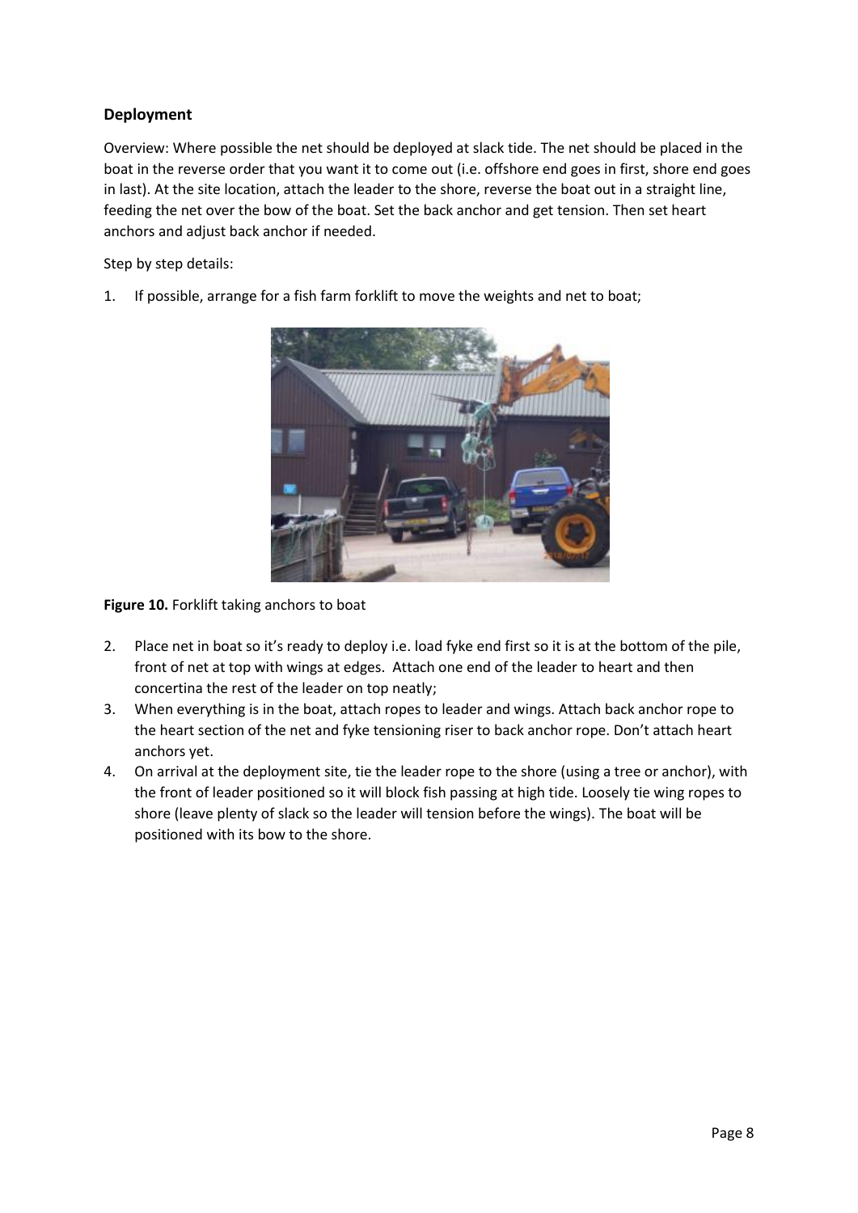### Deployment

Overview: Where possible the net should be deployed at slack tide. The net should be placed in the boat in the reverse order that you want it to come out (i.e. offshore end goes in first, shore end goes in last). At the site location, attach the leader to the shore, reverse the boat out in a straight line, feeding the net over the bow of the boat. Set the back anchor and get tension. Then set heart anchors and adjust back anchor if needed.

Step by step details:

1. If possible, arrange for a fish farm forklift to move the weights and net to boat;

**Figure 10.** Forklift taking anchors to boat

2. Place net in boat so it's ready to deploy i.e. load fyke end first so it is at the bottom of the pile, front of net at top with wings at edges. Attach one end of the leader to heart and then concertina the rest of the leader on top neatly;
3. When everything is in the boat, attach ropes to leader and wings. Attach back anchor rope to the heart section of the net and fyke tensioning riser to back anchor rope. Don't attach heart anchors yet.
4. On arrival at the deployment site, tie the leader rope to the shore (using a tree or anchor), with the front of leader positioned so it will block fish passing at high tide. Loosely tie wing ropes to shore (leave plenty of slack so the leader will tension before the wings). The boat will be positioned with its bow to the shore.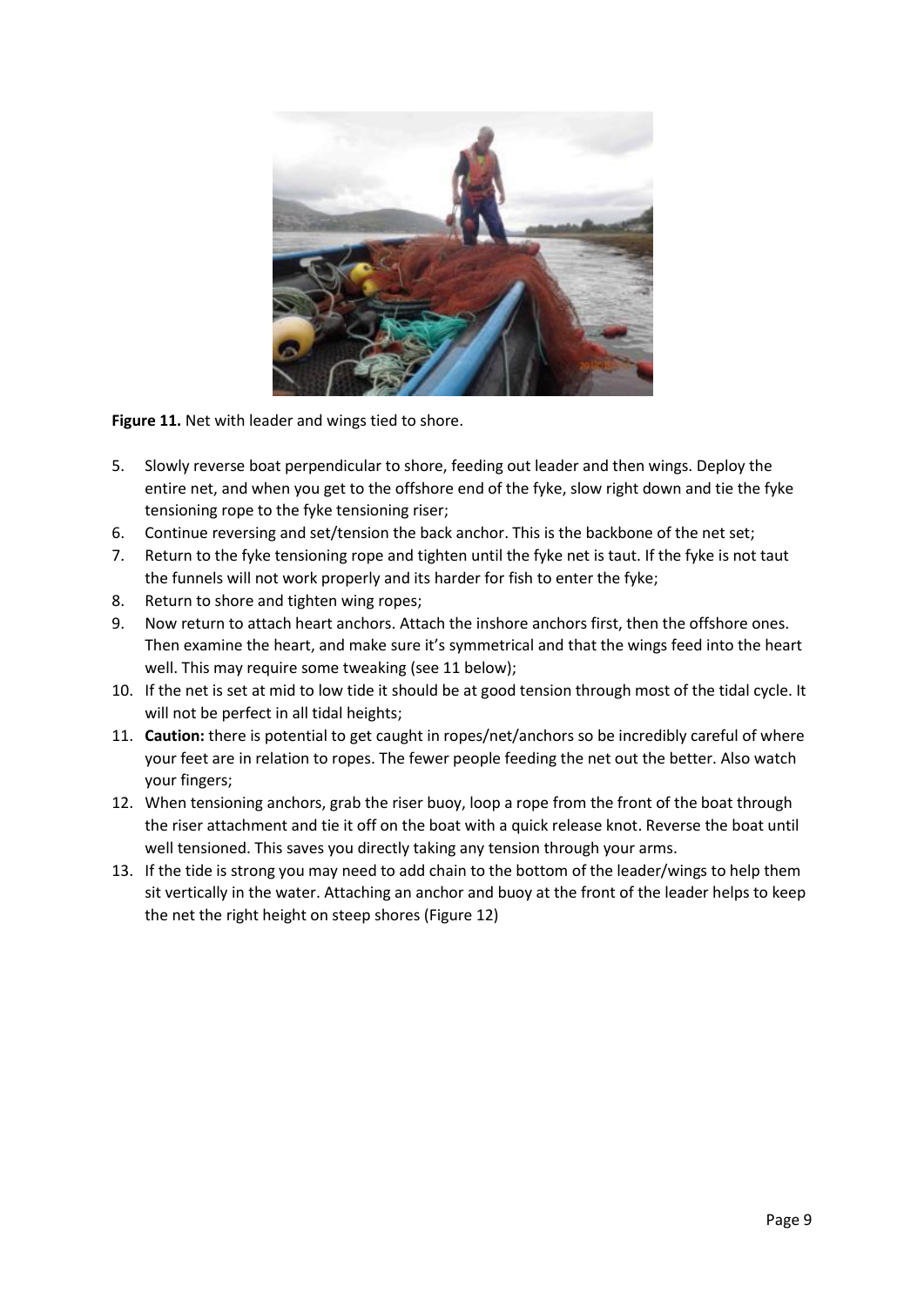**Figure 11.** Net with leader and wings tied to shore.

5. Slowly reverse boat perpendicular to shore, feeding out leader and then wings. Deploy the entire net, and when you get to the offshore end of the fyke, slow right down and tie the fyke tensioning rope to the fyke tensioning riser;
6. Continue reversing and set/tension the back anchor. This is the backbone of the net set;
7. Return to the fyke tensioning rope and tighten until the fyke net is taut. If the fyke is not taut the funnels will not work properly and its harder for fish to enter the fyke;
8. Return to shore and tighten wing ropes;
9. Now return to attach heart anchors. Attach the inshore anchors first, then the offshore ones. Then examine the heart, and make sure it's symmetrical and that the wings feed into the heart well. This may require some tweaking (see 11 below);
10. If the net is set at mid to low tide it should be at good tension through most of the tidal cycle. It will not be perfect in all tidal heights;
11. **Caution:** there is potential to get caught in ropes/net/anchors so be incredibly careful of where your feet are in relation to ropes. The fewer people feeding the net out the better. Also watch your fingers;
12. When tensioning anchors, grab the riser buoy, loop a rope from the front of the boat through the riser attachment and tie it off on the boat with a quick release knot. Reverse the boat until well tensioned. This saves you directly taking any tension through your arms.
13. If the tide is strong you may need to add chain to the bottom of the leader/wings to help them sit vertically in the water. Attaching an anchor and buoy at the front of the leader helps to keep the net the right height on steep shores (Figure 12)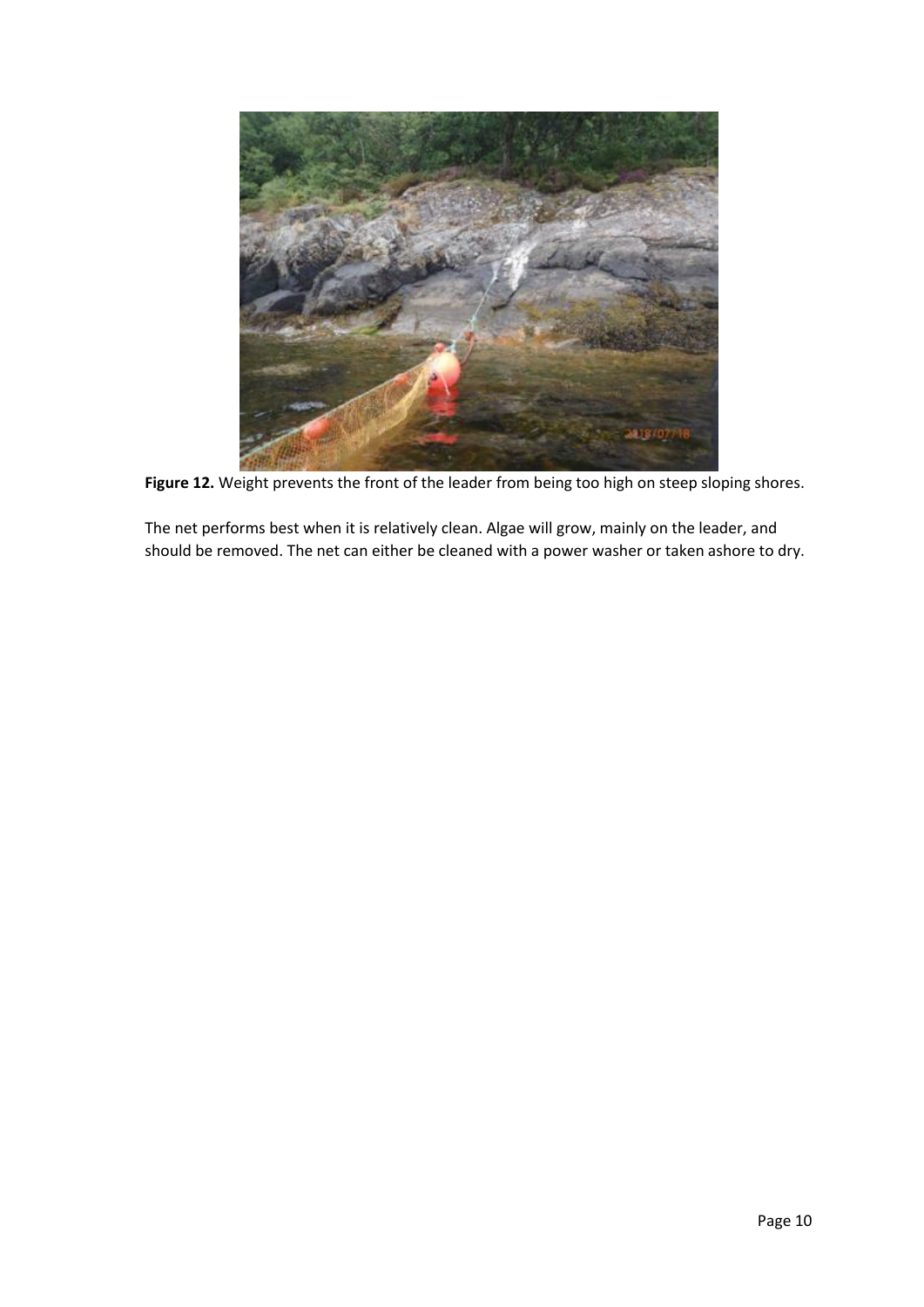**Figure 12.** Weight prevents the front of the leader from being too high on steep sloping shores.

The net performs best when it is relatively clean. Algae will grow, mainly on the leader, and should be removed. The net can either be cleaned with a power washer or taken ashore to dry.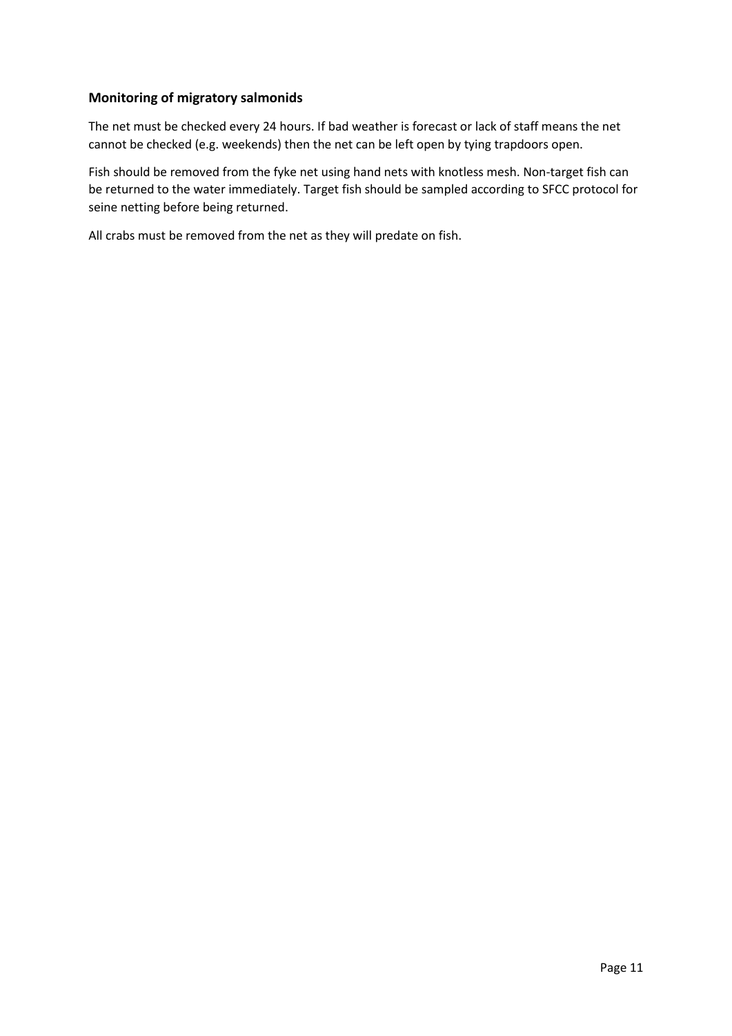### Monitoring of migratory salmonids

The net must be checked every 24 hours. If bad weather is forecast or lack of staff means the net cannot be checked (e.g. weekends) then the net can be left open by tying trapdoors open.

Fish should be removed from the fyke net using hand nets with knotless mesh. Non-target fish can be returned to the water immediately. Target fish should be sampled according to SFCC protocol for seine netting before being returned.

All crabs must be removed from the net as they will predate on fish.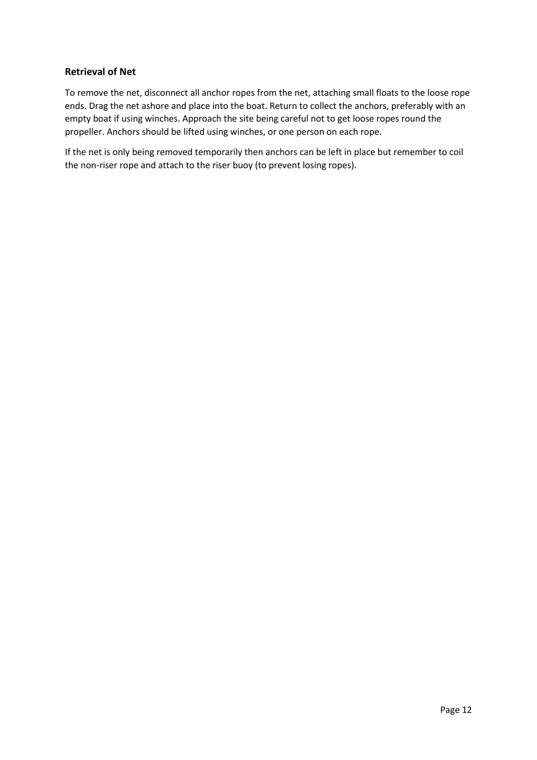## Retrieval of Net

To remove the net, disconnect all anchor ropes from the net, attaching small floats to the loose rope ends. Drag the net ashore and place into the boat. Return to collect the anchors, preferably with an empty boat if using winches. Approach the site being careful not to get loose ropes round the propeller. Anchors should be lifted using winches, or one person on each rope.

If the net is only being removed temporarily then anchors can be left in place but remember to coil the non-riser rope and attach to the riser buoy (to prevent losing ropes).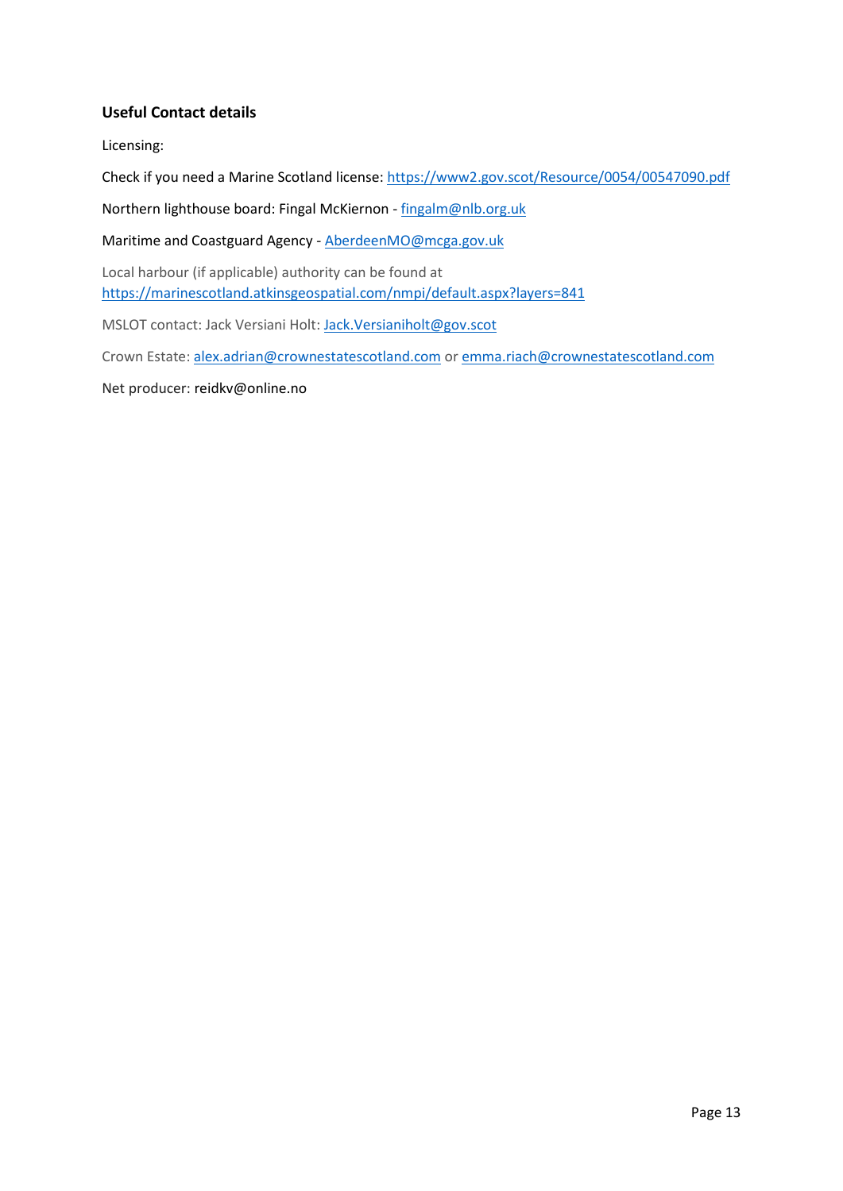### Useful Contact details

Licensing:

Check if you need a Marine Scotland license: https://www2.gov.scot/Resource/0054/00547090.pdf

Northern lighthouse board: Fingal McKiernon - fingalm@nlb.org.uk

Maritime and Coastguard Agency - AberdeenMO@mcga.gov.uk

Local harbour (if applicable) authority can be found at https://marinescotland.atkinsgeospatial.com/nmpi/default.aspx?layers=841

MSLOT contact: Jack Versiani Holt: Jack.Versianiholt@gov.scot

Crown Estate: alex.adrian@crownestatescotland.com or emma.riach@crownestatescotland.com

Net producer: reidkv@online.no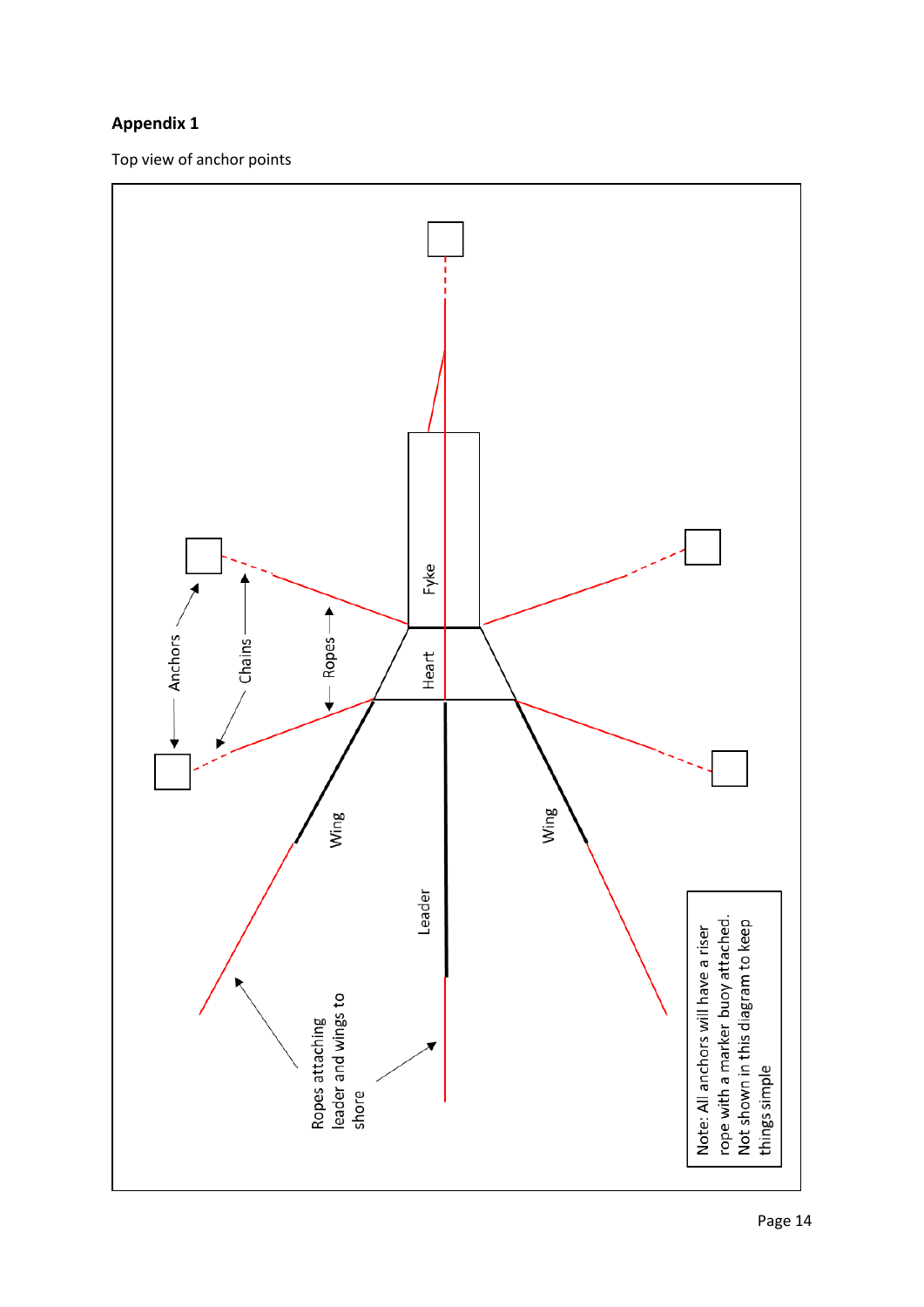**Appendix 1**

Top view of anchor points

Anchors

Chains

Ropes

Fyke

Heart

Wing

Wing

Leader

Ropes attaching leader and wings to shore

Note: All anchors will have a riser rope with a marker buoy attached. Not shown in this diagram to keep things simple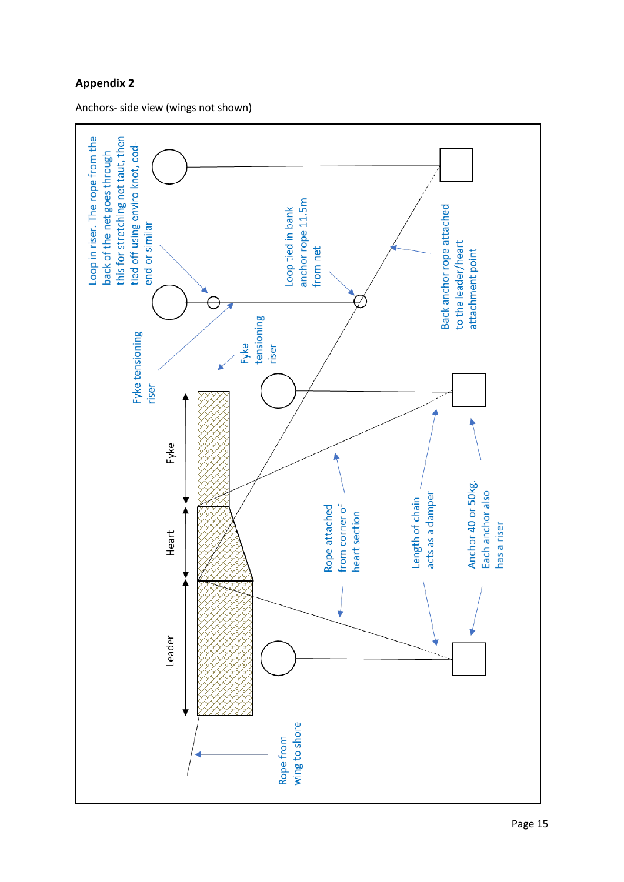## Appendix 2

Anchors- side view (wings not shown)

Loop in riser. The rope from the back of the net goes through this for stretching net taut, then tied off using enviro knot, cod-end or similar

Loop tied in bank anchor rope 11.5m from net

Back anchor rope attached to the leader/heart attachment point

Fyke tensioning riser

Fyke tensioning riser

Fyke

Heart

Leader

Rope attached from corner of heart section

Length of chain acts as a damper

Anchor 40 or 50kg. Each anchor also has a riser

Rope from wing to shore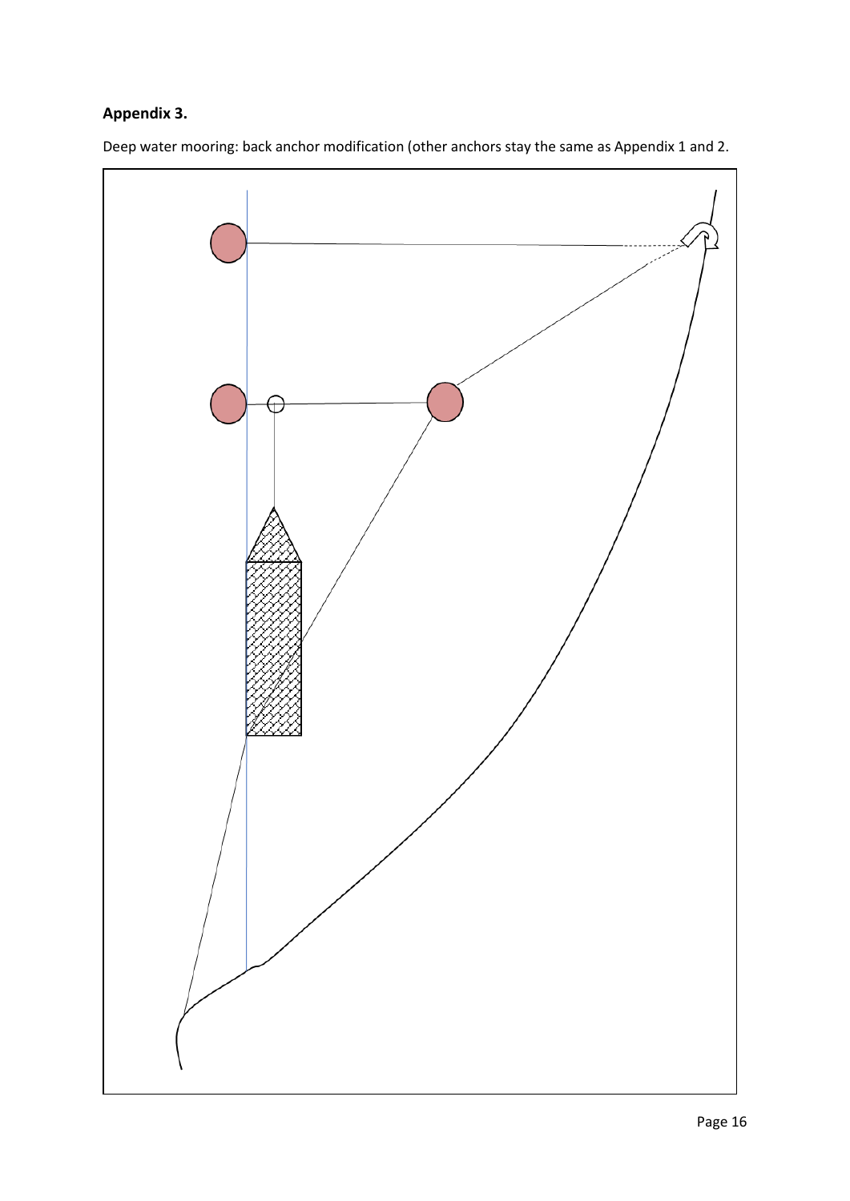**Appendix 3.**

Deep water mooring: back anchor modification (other anchors stay the same as Appendix 1 and 2.